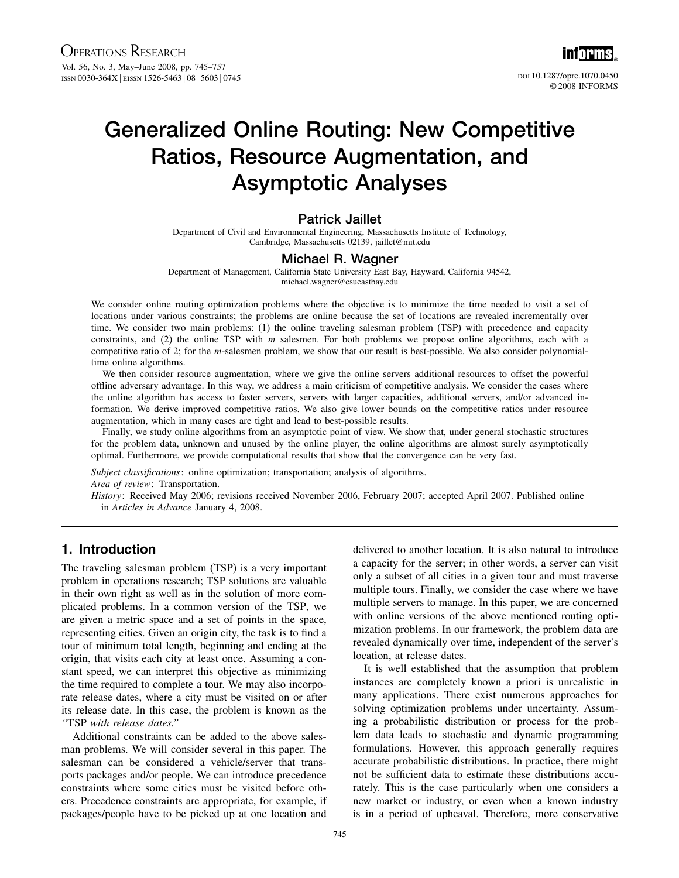# Generalized Online Routing: New Competitive Ratios, Resource Augmentation, and Asymptotic Analyses

**Patrick Jaillet**

Department of Civil and Environmental Engineering, Massachusetts Institute of Technology, Cambridge, Massachusetts 02139, jaillet@mit.edu

**Michael R. Wagner**

Department of Management, California State University East Bay, Hayward, California 94542, michael.wagner@csueastbay.edu

We consider online routing optimization problems where the objective is to minimize the time needed to visit a set of locations under various constraints; the problems are online because the set of locations are revealed incrementally over time. We consider two main problems: (1) the online traveling salesman problem (TSP) with precedence and capacity constraints, and (2) the online TSP with $m$ salesmen. For both problems we propose online algorithms, each with a competitive ratio of 2; for the $m$-salesmen problem, we show that our result is best-possible. We also consider polynomial-time online algorithms.

We then consider resource augmentation, where we give the online servers additional resources to offset the powerful offline adversary advantage. In this way, we address a main criticism of competitive analysis. We consider the cases where the online algorithm has access to faster servers, servers with larger capacities, additional servers, and/or advanced information. We derive improved competitive ratios. We also give lower bounds on the competitive ratios under resource augmentation, which in many cases are tight and lead to best-possible results.

Finally, we study online algorithms from an asymptotic point of view. We show that, under general stochastic structures for the problem data, unknown and unused by the online player, the online algorithms are almost surely asymptotically optimal. Furthermore, we provide computational results that show that the convergence can be very fast.

*Subject classifications*: online optimization; transportation; analysis of algorithms.

*Area of review*: Transportation.

*History*: Received May 2006; revisions received November 2006, February 2007; accepted April 2007. Published online in *Articles in Advance* January 4, 2008.

## 1. Introduction

The traveling salesman problem (TSP) is a very important problem in operations research; TSP solutions are valuable in their own right as well as in the solution of more complicated problems. In a common version of the TSP, we are given a metric space and a set of points in the space, representing cities. Given an origin city, the task is to find a tour of minimum total length, beginning and ending at the origin, that visits each city at least once. Assuming a constant speed, we can interpret this objective as minimizing the time required to complete a tour. We may also incorporate release dates, where a city must be visited on or after its release date. In this case, the problem is known as the "TSP *with release dates.*"

Additional constraints can be added to the above salesman problems. We will consider several in this paper. The salesman can be considered a vehicle/server that transports packages and/or people. We can introduce precedence constraints where some cities must be visited before others. Precedence constraints are appropriate, for example, if packages/people have to be picked up at one location and delivered to another location. It is also natural to introduce a capacity for the server; in other words, a server can visit only a subset of all cities in a given tour and must traverse multiple tours. Finally, we consider the case where we have multiple servers to manage. In this paper, we are concerned with online versions of the above mentioned routing optimization problems. In our framework, the problem data are revealed dynamically over time, independent of the server's location, at release dates.

It is well established that the assumption that problem instances are completely known a priori is unrealistic in many applications. There exist numerous approaches for solving optimization problems under uncertainty. Assuming a probabilistic distribution or process for the problem data leads to stochastic and dynamic programming formulations. However, this approach generally requires accurate probabilistic distributions. In practice, there might not be sufficient data to estimate these distributions accurately. This is the case particularly when one considers a new market or industry, or even when a known industry is in a period of upheaval. Therefore, more conservative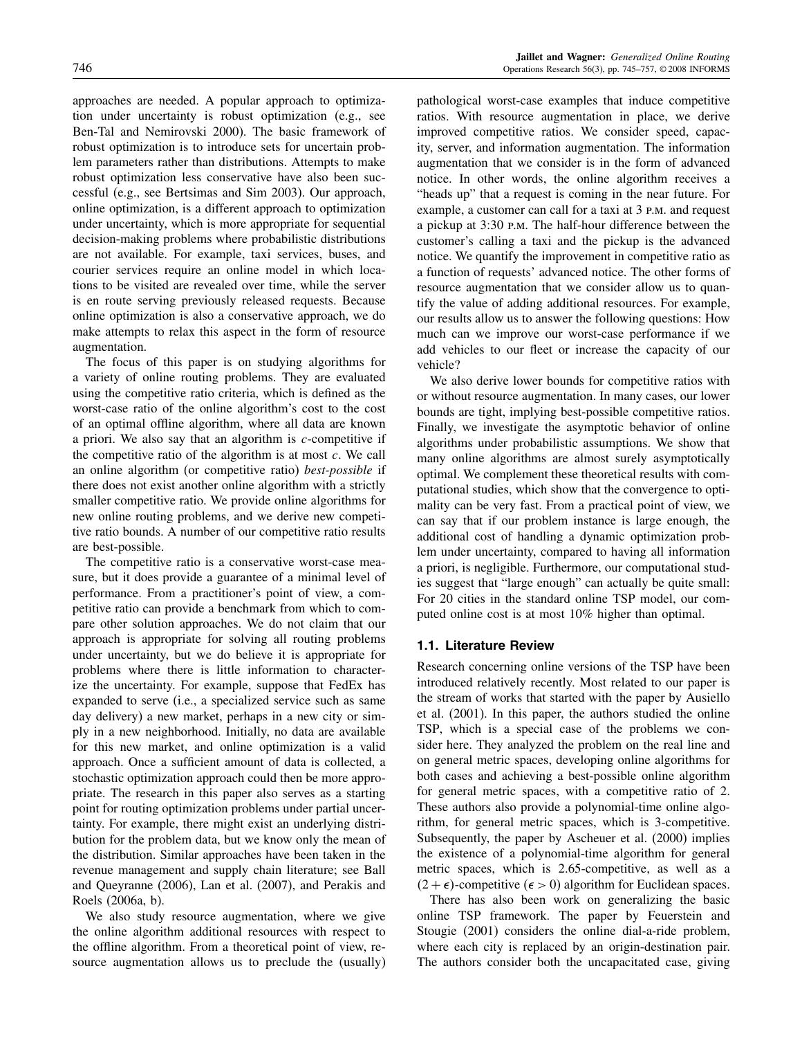approaches are needed. A popular approach to optimization under uncertainty is robust optimization (e.g., see Ben-Tal and Nemirovski 2000). The basic framework of robust optimization is to introduce sets for uncertain problem parameters rather than distributions. Attempts to make robust optimization less conservative have also been successful (e.g., see Bertsimas and Sim 2003). Our approach, online optimization, is a different approach to optimization under uncertainty, which is more appropriate for sequential decision-making problems where probabilistic distributions are not available. For example, taxi services, buses, and courier services require an online model in which locations to be visited are revealed over time, while the server is en route serving previously released requests. Because online optimization is also a conservative approach, we do make attempts to relax this aspect in the form of resource augmentation.

The focus of this paper is on studying algorithms for a variety of online routing problems. They are evaluated using the competitive ratio criteria, which is defined as the worst-case ratio of the online algorithm's cost to the cost of an optimal offline algorithm, where all data are known a priori. We also say that an algorithm is $c$-competitive if the competitive ratio of the algorithm is at most $c$. We call an online algorithm (or competitive ratio) *best-possible* if there does not exist another online algorithm with a strictly smaller competitive ratio. We provide online algorithms for new online routing problems, and we derive new competitive ratio bounds. A number of our competitive ratio results are best-possible.

The competitive ratio is a conservative worst-case measure, but it does provide a guarantee of a minimal level of performance. From a practitioner's point of view, a competitive ratio can provide a benchmark from which to compare other solution approaches. We do not claim that our approach is appropriate for solving all routing problems under uncertainty, but we do believe it is appropriate for problems where there is little information to characterize the uncertainty. For example, suppose that FedEx has expanded to serve (i.e., a specialized service such as same day delivery) a new market, perhaps in a new city or simply in a new neighborhood. Initially, no data are available for this new market, and online optimization is a valid approach. Once a sufficient amount of data is collected, a stochastic optimization approach could then be more appropriate. The research in this paper also serves as a starting point for routing optimization problems under partial uncertainty. For example, there might exist an underlying distribution for the problem data, but we know only the mean of the distribution. Similar approaches have been taken in the revenue management and supply chain literature; see Ball and Queyranne (2006), Lan et al. (2007), and Perakis and Roels (2006a, b).

We also study resource augmentation, where we give the online algorithm additional resources with respect to the offline algorithm. From a theoretical point of view, resource augmentation allows us to preclude the (usually) pathological worst-case examples that induce competitive ratios. With resource augmentation in place, we derive improved competitive ratios. We consider speed, capacity, server, and information augmentation. The information augmentation that we consider is in the form of advanced notice. In other words, the online algorithm receives a "heads up" that a request is coming in the near future. For example, a customer can call for a taxi at 3 P.M. and request a pickup at 3:30 P.M. The half-hour difference between the customer's calling a taxi and the pickup is the advanced notice. We quantify the improvement in competitive ratio as a function of requests' advanced notice. The other forms of resource augmentation that we consider allow us to quantify the value of adding additional resources. For example, our results allow us to answer the following questions: How much can we improve our worst-case performance if we add vehicles to our fleet or increase the capacity of our vehicle?

We also derive lower bounds for competitive ratios with or without resource augmentation. In many cases, our lower bounds are tight, implying best-possible competitive ratios. Finally, we investigate the asymptotic behavior of online algorithms under probabilistic assumptions. We show that many online algorithms are almost surely asymptotically optimal. We complement these theoretical results with computational studies, which show that the convergence to optimality can be very fast. From a practical point of view, we can say that if our problem instance is large enough, the additional cost of handling a dynamic optimization problem under uncertainty, compared to having all information a priori, is negligible. Furthermore, our computational studies suggest that "large enough" can actually be quite small: For 20 cities in the standard online TSP model, our computed online cost is at most 10% higher than optimal.

### 1.1. Literature Review

Research concerning online versions of the TSP have been introduced relatively recently. Most related to our paper is the stream of works that started with the paper by Ausiello et al. (2001). In this paper, the authors studied the online TSP, which is a special case of the problems we consider here. They analyzed the problem on the real line and on general metric spaces, developing online algorithms for both cases and achieving a best-possible online algorithm for general metric spaces, with a competitive ratio of 2. These authors also provide a polynomial-time online algorithm, for general metric spaces, which is 3-competitive. Subsequently, the paper by Ascheuer et al. (2000) implies the existence of a polynomial-time algorithm for general metric spaces, which is 2.65-competitive, as well as a $(2+\epsilon)$-competitive ($\epsilon > 0$) algorithm for Euclidean spaces.

There has also been work on generalizing the basic online TSP framework. The paper by Feuerstein and Stougie (2001) considers the online dial-a-ride problem, where each city is replaced by an origin-destination pair. The authors consider both the uncapacitated case, giving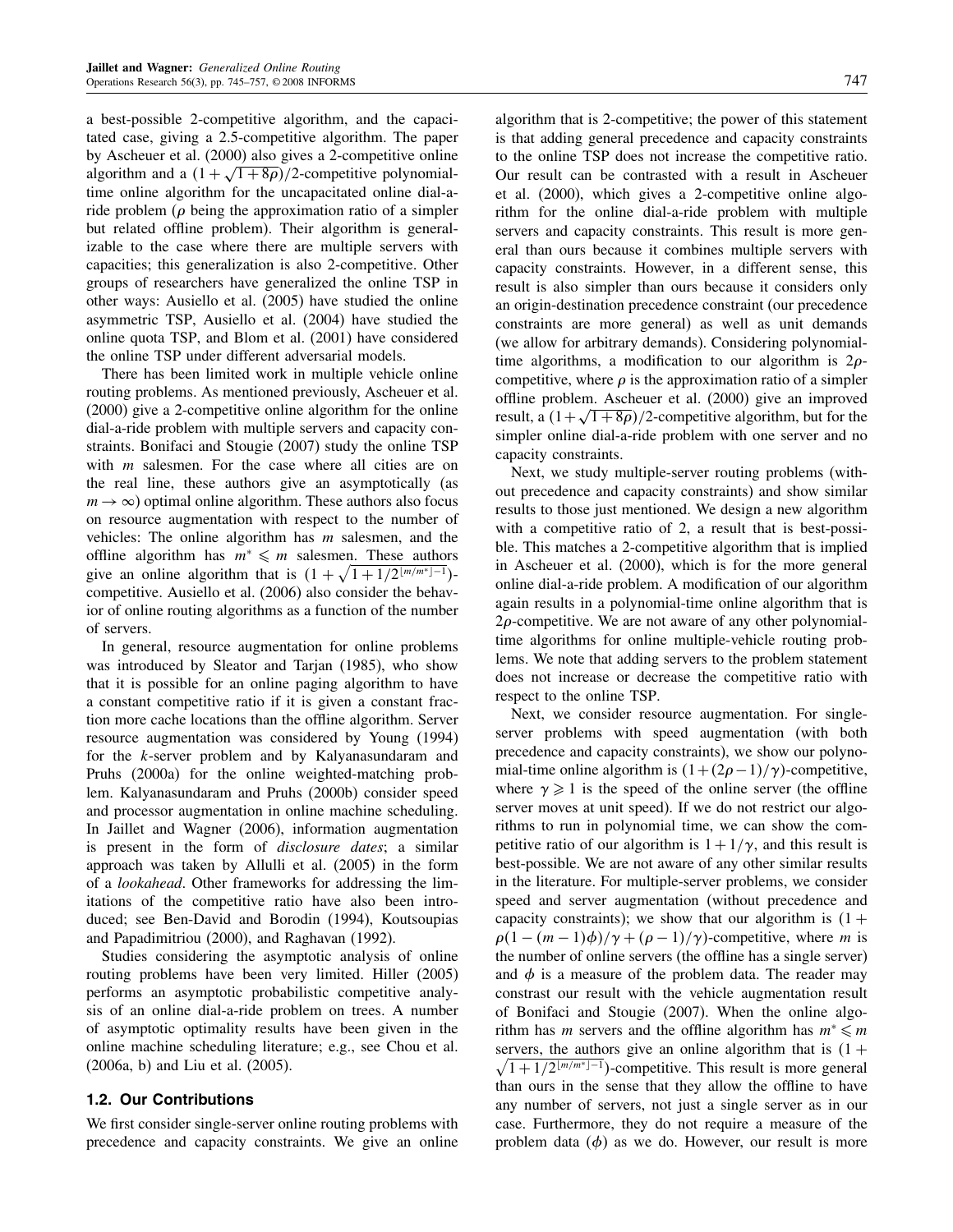a best-possible 2-competitive algorithm, and the capacitated case, giving a 2.5-competitive algorithm. The paper by Ascheuer et al. (2000) also gives a 2-competitive online algorithm and a $(1+\sqrt{1+8\rho})/2$-competitive polynomial-time online algorithm for the uncapacitated online dial-a-ride problem ($\rho$ being the approximation ratio of a simpler but related offline problem). Their algorithm is generalizable to the case where there are multiple servers with capacities; this generalization is also 2-competitive. Other groups of researchers have generalized the online TSP in other ways: Ausiello et al. (2005) have studied the online asymmetric TSP, Ausiello et al. (2004) have studied the online quota TSP, and Blom et al. (2001) have considered the online TSP under different adversarial models.

There has been limited work in multiple vehicle online routing problems. As mentioned previously, Ascheuer et al. (2000) give a 2-competitive online algorithm for the online dial-a-ride problem with multiple servers and capacity constraints. Bonifaci and Stougie (2007) study the online TSP with $m$ salesmen. For the case where all cities are on the real line, these authors give an asymptotically (as $m \to \infty$) optimal online algorithm. These authors also focus on resource augmentation with respect to the number of vehicles: The online algorithm has $m$ salesmen, and the offline algorithm has $m^* \leqslant m$ salesmen. These authors give an online algorithm that is $(1+\sqrt{1+1/2^{\lfloor m/m^* \rfloor - 1}})$-competitive. Ausiello et al. (2006) also consider the behavior of online routing algorithms as a function of the number of servers.

In general, resource augmentation for online problems was introduced by Sleator and Tarjan (1985), who show that it is possible for an online paging algorithm to have a constant competitive ratio if it is given a constant fraction more cache locations than the offline algorithm. Server resource augmentation was considered by Young (1994) for the $k$-server problem and by Kalyanasundaram and Pruhs (2000a) for the online weighted-matching problem. Kalyanasundaram and Pruhs (2000b) consider speed and processor augmentation in online machine scheduling. In Jaillet and Wagner (2006), information augmentation is present in the form of *disclosure dates*; a similar approach was taken by Allulli et al. (2005) in the form of a *lookahead*. Other frameworks for addressing the limitations of the competitive ratio have also been introduced; see Ben-David and Borodin (1994), Koutsoupias and Papadimitriou (2000), and Raghavan (1992).

Studies considering the asymptotic analysis of online routing problems have been very limited. Hiller (2005) performs an asymptotic probabilistic competitive analysis of an online dial-a-ride problem on trees. A number of asymptotic optimality results have been given in the online machine scheduling literature; e.g., see Chou et al. (2006a, b) and Liu et al. (2005).

### 1.2. Our Contributions

We first consider single-server online routing problems with precedence and capacity constraints. We give an online algorithm that is 2-competitive; the power of this statement is that adding general precedence and capacity constraints to the online TSP does not increase the competitive ratio. Our result can be contrasted with a result in Ascheuer et al. (2000), which gives a 2-competitive online algorithm for the online dial-a-ride problem with multiple servers and capacity constraints. This result is more general than ours because it combines multiple servers with capacity constraints. However, in a different sense, this result is also simpler than ours because it considers only an origin-destination precedence constraint (our precedence constraints are more general) as well as unit demands (we allow for arbitrary demands). Considering polynomial-time algorithms, a modification to our algorithm is $2\rho$-competitive, where $\rho$ is the approximation ratio of a simpler offline problem. Ascheuer et al. (2000) give an improved result, a $(1+\sqrt{1+8\rho})/2$-competitive algorithm, but for the simpler online dial-a-ride problem with one server and no capacity constraints.

Next, we study multiple-server routing problems (without precedence and capacity constraints) and show similar results to those just mentioned. We design a new algorithm with a competitive ratio of 2, a result that is best-possible. This matches a 2-competitive algorithm that is implied in Ascheuer et al. (2000), which is for the more general online dial-a-ride problem. A modification of our algorithm again results in a polynomial-time online algorithm that is $2\rho$-competitive. We are not aware of any other polynomial-time algorithms for online multiple-vehicle routing problems. We note that adding servers to the problem statement does not increase or decrease the competitive ratio with respect to the online TSP.

Next, we consider resource augmentation. For single-server problems with speed augmentation (with both precedence and capacity constraints), we show our polynomial-time online algorithm is $(1+(2\rho-1)/\gamma)$-competitive, where $\gamma \geqslant 1$ is the speed of the online server (the offline server moves at unit speed). If we do not restrict our algorithms to run in polynomial time, we can show the competitive ratio of our algorithm is $1+1/\gamma$, and this result is best-possible. We are not aware of any other similar results in the literature. For multiple-server problems, we consider speed and server augmentation (without precedence and capacity constraints); we show that our algorithm is $(1+\rho(1-(m-1)\phi)/\gamma+(\rho-1)/\gamma)$-competitive, where $m$ is the number of online servers (the offline has a single server) and $\phi$ is a measure of the problem data. The reader may constrast our result with the vehicle augmentation result of Bonifaci and Stougie (2007). When the online algorithm has $m$ servers and the offline algorithm has $m^* \leqslant m$ servers, the authors give an online algorithm that is $(1+\sqrt{1+1/2^{\lfloor m/m^* \rfloor - 1}})$-competitive. This result is more general than ours in the sense that they allow the offline to have any number of servers, not just a single server as in our case. Furthermore, they do not require a measure of the problem data ($\phi$) as we do. However, our result is more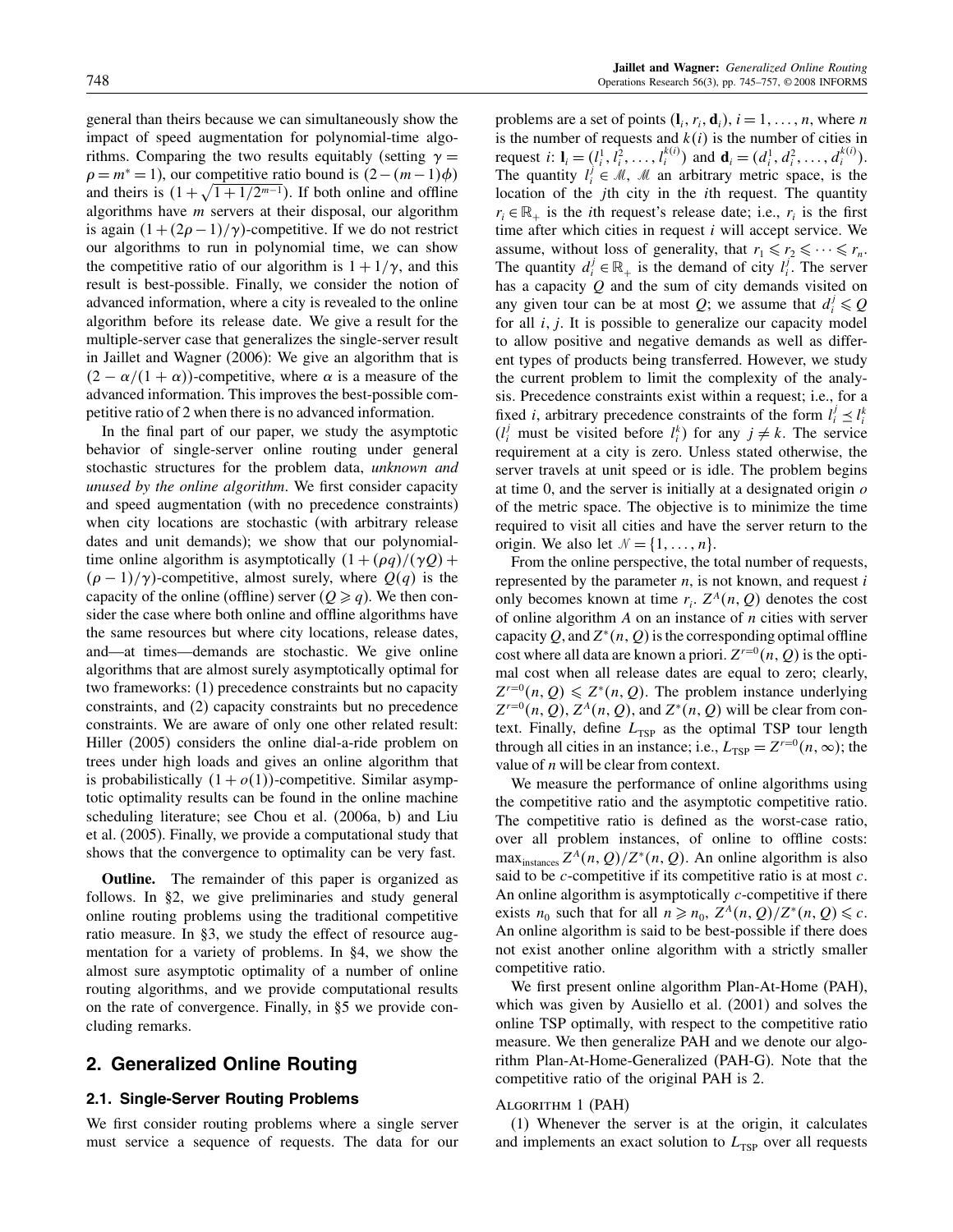general than theirs because we can simultaneously show the impact of speed augmentation for polynomial-time algorithms. Comparing the two results equitably (setting $\gamma = \rho = m^* = 1$), our competitive ratio bound is $(2-(m-1)\phi)$ and theirs is $(1+\sqrt{1+1/2^{m-1}})$. If both online and offline algorithms have $m$ servers at their disposal, our algorithm is again $(1+(2\rho-1)/\gamma)$-competitive. If we do not restrict our algorithms to run in polynomial time, we can show the competitive ratio of our algorithm is $1+1/\gamma$, and this result is best-possible. Finally, we consider the notion of advanced information, where a city is revealed to the online algorithm before its release date. We give a result for the multiple-server case that generalizes the single-server result in Jaillet and Wagner (2006): We give an algorithm that is $(2-\alpha/(1+\alpha))$-competitive, where $\alpha$ is a measure of the advanced information. This improves the best-possible competitive ratio of 2 when there is no advanced information.

In the final part of our paper, we study the asymptotic behavior of single-server online routing under general stochastic structures for the problem data, *unknown and unused by the online algorithm*. We first consider capacity and speed augmentation (with no precedence constraints) when city locations are stochastic (with arbitrary release dates and unit demands); we show that our polynomial-time online algorithm is asymptotically $(1+(\rho q)/(\gamma Q)+(\rho-1)/\gamma)$-competitive, almost surely, where $Q(q)$ is the capacity of the online (offline) server ($Q \geqslant q$). We then consider the case where both online and offline algorithms have the same resources but where city locations, release dates, and—at times—demands are stochastic. We give online algorithms that are almost surely asymptotically optimal for two frameworks: (1) precedence constraints but no capacity constraints, and (2) capacity constraints but no precedence constraints. We are aware of only one other related result: Hiller (2005) considers the online dial-a-ride problem on trees under high loads and gives an online algorithm that is probabilistically $(1+o(1))$-competitive. Similar asymptotic optimality results can be found in the online machine scheduling literature; see Chou et al. (2006a, b) and Liu et al. (2005). Finally, we provide a computational study that shows that the convergence to optimality can be very fast.

**Outline.** The remainder of this paper is organized as follows. In §2, we give preliminaries and study general online routing problems using the traditional competitive ratio measure. In §3, we study the effect of resource augmentation for a variety of problems. In §4, we show the almost sure asymptotic optimality of a number of online routing algorithms, and we provide computational results on the rate of convergence. Finally, in §5 we provide concluding remarks.

## 2. Generalized Online Routing

### 2.1. Single-Server Routing Problems

We first consider routing problems where a single server must service a sequence of requests. The data for our problems are a set of points $(\mathbf{l}_i, r_i, \mathbf{d}_i)$, $i=1,\ldots,n$, where $n$ is the number of requests and $k(i)$ is the number of cities in request $i$: $\mathbf{l}_i = (l_i^1, l_i^2, \ldots, l_i^{k(i)})$ and $\mathbf{d}_i = (d_i^1, d_i^2, \ldots, d_i^{k(i)})$. The quantity $l_i^j \in \mathcal{M}$, $\mathcal{M}$ an arbitrary metric space, is the location of the $j$th city in the $i$th request. The quantity $r_i \in \mathbb{R}_+$ is the $i$th request's release date; i.e., $r_i$ is the first time after which cities in request $i$ will accept service. We assume, without loss of generality, that $r_1 \leqslant r_2 \leqslant \cdots \leqslant r_n$. The quantity $d_i^j \in \mathbb{R}_+$ is the demand of city $l_i^j$. The server has a capacity $Q$ and the sum of city demands visited on any given tour can be at most $Q$; we assume that $d_i^j \leqslant Q$ for all $i, j$. It is possible to generalize our capacity model to allow positive and negative demands as well as different types of products being transferred. However, we study the current problem to limit the complexity of the analysis. Precedence constraints exist within a request; i.e., for a fixed $i$, arbitrary precedence constraints of the form $l_i^j \preceq l_i^k$ ($l_i^j$ must be visited before $l_i^k$) for any $j \neq k$. The service requirement at a city is zero. Unless stated otherwise, the server travels at unit speed or is idle. The problem begins at time 0, and the server is initially at a designated origin $o$ of the metric space. The objective is to minimize the time required to visit all cities and have the server return to the origin. We also let $\mathcal{N} = \{1, \ldots, n\}$.

From the online perspective, the total number of requests, represented by the parameter $n$, is not known, and request $i$ only becomes known at time $r_i$. $Z^A(n, Q)$ denotes the cost of online algorithm $A$ on an instance of $n$ cities with server capacity $Q$, and $Z^*(n, Q)$ is the corresponding optimal offline cost where all data are known a priori. $Z^{r=0}(n, Q)$ is the optimal cost when all release dates are equal to zero; clearly, $Z^{r=0}(n, Q) \leqslant Z^*(n, Q)$. The problem instance underlying $Z^{r=0}(n, Q)$, $Z^A(n, Q)$, and $Z^*(n, Q)$ will be clear from context. Finally, define $L_{\text{TSP}}$ as the optimal TSP tour length through all cities in an instance; i.e., $L_{\text{TSP}} = Z^{r=0}(n, \infty)$; the value of $n$ will be clear from context.

We measure the performance of online algorithms using the competitive ratio and the asymptotic competitive ratio. The competitive ratio is defined as the worst-case ratio, over all problem instances, of online to offline costs: $\max_{\text{instances}} Z^A(n, Q)/Z^*(n, Q)$. An online algorithm is also said to be $c$-competitive if its competitive ratio is at most $c$. An online algorithm is asymptotically $c$-competitive if there exists $n_0$ such that for all $n \geqslant n_0$, $Z^A(n, Q)/Z^*(n, Q) \leqslant c$. An online algorithm is said to be best-possible if there does not exist another online algorithm with a strictly smaller competitive ratio.

We first present online algorithm Plan-At-Home (PAH), which was given by Ausiello et al. (2001) and solves the online TSP optimally, with respect to the competitive ratio measure. We then generalize PAH and we denote our algorithm Plan-At-Home-Generalized (PAH-G). Note that the competitive ratio of the original PAH is 2.

ALGORITHM 1 (PAH)

(1) Whenever the server is at the origin, it calculates and implements an exact solution to $L_{\text{TSP}}$ over all requests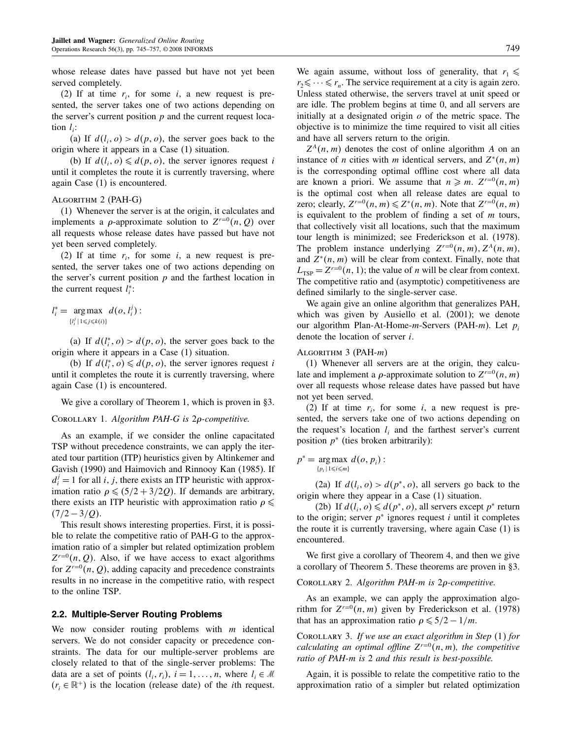whose release dates have passed but have not yet been served completely.

(2) If at time $r_i$, for some $i$, a new request is presented, the server takes one of two actions depending on the server's current position $p$ and the current request location $l_i$:

(a) If $d(l_i, o) > d(p, o)$, the server goes back to the origin where it appears in a Case (1) situation.

(b) If $d(l_i, o) \leqslant d(p, o)$, the server ignores request $i$ until it completes the route it is currently traversing, where again Case (1) is encountered.

Algorithm 2 (PAH-G)

(1) Whenever the server is at the origin, it calculates and implements a $\rho$-approximate solution to $Z^{r=0}(n, Q)$ over all requests whose release dates have passed but have not yet been served completely.

(2) If at time $r_i$, for some $i$, a new request is presented, the server takes one of two actions depending on the server's current position $p$ and the farthest location in the current request $l_i^*$:

$$l_i^* = \underset{\{l_i^j \mid 1 \leqslant j \leqslant k(i)\}}{\arg\max}\ d(o, l_i^j):$$

(a) If $d(l_i^*, o) > d(p, o)$, the server goes back to the origin where it appears in a Case (1) situation.

(b) If $d(l_i^*, o) \leqslant d(p, o)$, the server ignores request $i$ until it completes the route it is currently traversing, where again Case (1) is encountered.

We give a corollary of Theorem 1, which is proven in §3.

Corollary 1. *Algorithm PAH-G is $2\rho$-competitive.*

As an example, if we consider the online capacitated TSP without precedence constraints, we can apply the iterated tour partition (ITP) heuristics given by Altinkemer and Gavish (1990) and Haimovich and Rinnooy Kan (1985). If $d_i^j = 1$ for all $i$, $j$, there exists an ITP heuristic with approximation ratio $\rho \leqslant (5/2 + 3/2Q)$. If demands are arbitrary, there exists an ITP heuristic with approximation ratio $\rho \leqslant (7/2 - 3/Q)$.

This result shows interesting properties. First, it is possible to relate the competitive ratio of PAH-G to the approximation ratio of a simpler but related optimization problem $Z^{r=0}(n, Q)$. Also, if we have access to exact algorithms for $Z^{r=0}(n, Q)$, adding capacity and precedence constraints results in no increase in the competitive ratio, with respect to the online TSP.

## 2.2. Multiple-Server Routing Problems

We now consider routing problems with $m$ identical servers. We do not consider capacity or precedence constraints. The data for our multiple-server problems are closely related to that of the single-server problems: The data are a set of points $(l_i, r_i)$, $i = 1, \ldots, n$, where $l_i \in \mathcal{M}$ ($r_i \in \mathbb{R}^+$) is the location (release date) of the $i$th request. We again assume, without loss of generality, that $r_1 \leqslant r_2 \leqslant \cdots \leqslant r_n$. The service requirement at a city is again zero. Unless stated otherwise, the servers travel at unit speed or are idle. The problem begins at time 0, and all servers are initially at a designated origin $o$ of the metric space. The objective is to minimize the time required to visit all cities and have all servers return to the origin.

$Z^A(n, m)$ denotes the cost of online algorithm $A$ on an instance of $n$ cities with $m$ identical servers, and $Z^*(n, m)$ is the corresponding optimal offline cost where all data are known a priori. We assume that $n \geqslant m$. $Z^{r=0}(n, m)$ is the optimal cost when all release dates are equal to zero; clearly, $Z^{r=0}(n, m) \leqslant Z^*(n, m)$. Note that $Z^{r=0}(n, m)$ is equivalent to the problem of finding a set of $m$ tours, that collectively visit all locations, such that the maximum tour length is minimized; see Frederickson et al. (1978). The problem instance underlying $Z^{r=0}(n, m)$, $Z^A(n, m)$, and $Z^*(n, m)$ will be clear from context. Finally, note that $L_{\text{TSP}} = Z^{r=0}(n, 1)$; the value of $n$ will be clear from context. The competitive ratio and (asymptotic) competitiveness are defined similarly to the single-server case.

We again give an online algorithm that generalizes PAH, which was given by Ausiello et al. (2001); we denote our algorithm Plan-At-Home-$m$-Servers (PAH-$m$). Let $p_i$ denote the location of server $i$.

Algorithm 3 (PAH-$m$)

(1) Whenever all servers are at the origin, they calculate and implement a $\rho$-approximate solution to $Z^{r=0}(n, m)$ over all requests whose release dates have passed but have not yet been served.

(2) If at time $r_i$, for some $i$, a new request is presented, the servers take one of two actions depending on the request's location $l_i$ and the farthest server's current position $p^*$ (ties broken arbitrarily):

$$p^* = \underset{\{p_i \mid 1 \leqslant i \leqslant m\}}{\arg\max}\ d(o, p_i):$$

(2a) If $d(l_i, o) > d(p^*, o)$, all servers go back to the origin where they appear in a Case (1) situation.

(2b) If $d(l_i, o) \leqslant d(p^*, o)$, all servers except $p^*$ return to the origin; server $p^*$ ignores request $i$ until it completes the route it is currently traversing, where again Case (1) is encountered.

We first give a corollary of Theorem 4, and then we give a corollary of Theorem 5. These theorems are proven in §3.

Corollary 2. *Algorithm PAH-m is $2\rho$-competitive.*

As an example, we can apply the approximation algorithm for $Z^{r=0}(n, m)$ given by Frederickson et al. (1978) that has an approximation ratio $\rho \leqslant 5/2 - 1/m$.

Corollary 3. *If we use an exact algorithm in Step (1) for calculating an optimal offline $Z^{r=0}(n, m)$, the competitive ratio of PAH-m is 2 and this result is best-possible.*

Again, it is possible to relate the competitive ratio to the approximation ratio of a simpler but related optimization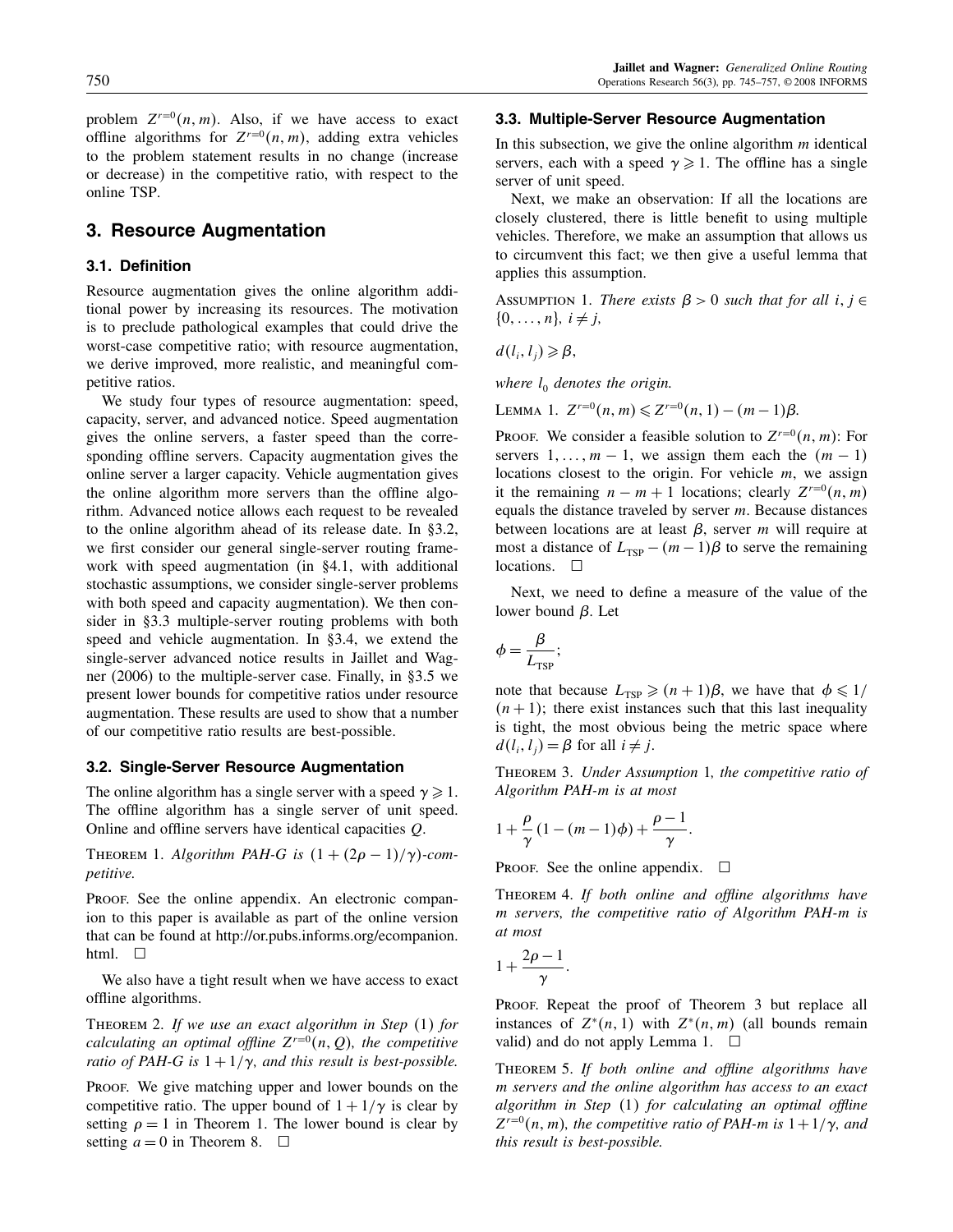problem $Z^{r=0}(n,m)$. Also, if we have access to exact offline algorithms for $Z^{r=0}(n,m)$, adding extra vehicles to the problem statement results in no change (increase or decrease) in the competitive ratio, with respect to the online TSP.

## 3. Resource Augmentation

### 3.1. Definition

Resource augmentation gives the online algorithm additional power by increasing its resources. The motivation is to preclude pathological examples that could drive the worst-case competitive ratio; with resource augmentation, we derive improved, more realistic, and meaningful competitive ratios.

We study four types of resource augmentation: speed, capacity, server, and advanced notice. Speed augmentation gives the online servers, a faster speed than the corresponding offline servers. Capacity augmentation gives the online server a larger capacity. Vehicle augmentation gives the online algorithm more servers than the offline algorithm. Advanced notice allows each request to be revealed to the online algorithm ahead of its release date. In §3.2, we first consider our general single-server routing framework with speed augmentation (in §4.1, with additional stochastic assumptions, we consider single-server problems with both speed and capacity augmentation). We then consider in §3.3 multiple-server routing problems with both speed and vehicle augmentation. In §3.4, we extend the single-server advanced notice results in Jaillet and Wagner (2006) to the multiple-server case. Finally, in §3.5 we present lower bounds for competitive ratios under resource augmentation. These results are used to show that a number of our competitive ratio results are best-possible.

### 3.2. Single-Server Resource Augmentation

The online algorithm has a single server with a speed $\gamma \geqslant 1$. The offline algorithm has a single server of unit speed. Online and offline servers have identical capacities $Q$.

Theorem 1. *Algorithm PAH-G is $(1+(2\rho-1)/\gamma)$-competitive.*

Proof. See the online appendix. An electronic companion to this paper is available as part of the online version that can be found at http://or.pubs.informs.org/ecompanion.html. □

We also have a tight result when we have access to exact offline algorithms.

Theorem 2. *If we use an exact algorithm in Step* (1) *for calculating an optimal offline $Z^{r=0}(n,Q)$, the competitive ratio of PAH-G is $1+1/\gamma$, and this result is best-possible.*

Proof. We give matching upper and lower bounds on the competitive ratio. The upper bound of $1+1/\gamma$ is clear by setting $\rho = 1$ in Theorem 1. The lower bound is clear by setting $a = 0$ in Theorem 8. □

### 3.3. Multiple-Server Resource Augmentation

In this subsection, we give the online algorithm $m$ identical servers, each with a speed $\gamma \geqslant 1$. The offline has a single server of unit speed.

Next, we make an observation: If all the locations are closely clustered, there is little benefit to using multiple vehicles. Therefore, we make an assumption that allows us to circumvent this fact; we then give a useful lemma that applies this assumption.

Assumption 1. *There exists $\beta > 0$ such that for all $i, j \in \{0,\ldots,n\}$, $i \neq j$,*

$$d(l_i, l_j) \geqslant \beta,$$

*where $l_0$ denotes the origin.*

Lemma 1. $Z^{r=0}(n,m) \leqslant Z^{r=0}(n,1) - (m-1)\beta$.

Proof. We consider a feasible solution to $Z^{r=0}(n,m)$: For servers $1,\ldots,m-1$, we assign them each the $(m-1)$ locations closest to the origin. For vehicle $m$, we assign it the remaining $n-m+1$ locations; clearly $Z^{r=0}(n,m)$ equals the distance traveled by server $m$. Because distances between locations are at least $\beta$, server $m$ will require at most a distance of $L_{\text{TSP}} - (m-1)\beta$ to serve the remaining locations. □

Next, we need to define a measure of the value of the lower bound $\beta$. Let

$$\phi = \frac{\beta}{L_{\text{TSP}}};$$

note that because $L_{\text{TSP}} \geqslant (n+1)\beta$, we have that $\phi \leqslant 1/(n+1)$; there exist instances such that this last inequality is tight, the most obvious being the metric space where $d(l_i, l_j) = \beta$ for all $i \neq j$.

Theorem 3. *Under Assumption* 1*, the competitive ratio of Algorithm PAH-m is at most*

$$1 + \frac{\rho}{\gamma}(1-(m-1)\phi) + \frac{\rho-1}{\gamma}.$$

Proof. See the online appendix. □

Theorem 4. *If both online and offline algorithms have $m$ servers, the competitive ratio of Algorithm PAH-m is at most*

$$1 + \frac{2\rho-1}{\gamma}.$$

Proof. Repeat the proof of Theorem 3 but replace all instances of $Z^*(n,1)$ with $Z^*(n,m)$ (all bounds remain valid) and do not apply Lemma 1. □

Theorem 5. *If both online and offline algorithms have $m$ servers and the online algorithm has access to an exact algorithm in Step* (1) *for calculating an optimal offline $Z^{r=0}(n,m)$, the competitive ratio of PAH-m is $1+1/\gamma$, and this result is best-possible.*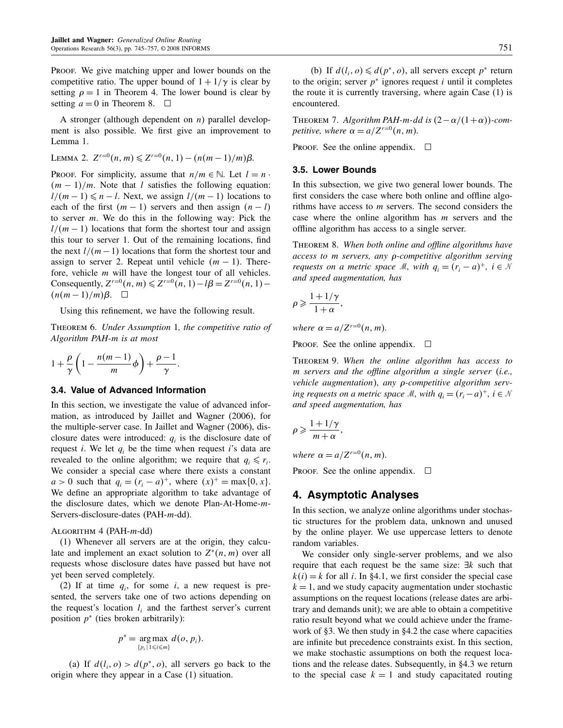Proof. We give matching upper and lower bounds on the competitive ratio. The upper bound of $1+1/\gamma$ is clear by setting $\rho = 1$ in Theorem 4. The lower bound is clear by setting $a = 0$ in Theorem 8. □

A stronger (although dependent on $n$) parallel development is also possible. We first give an improvement to Lemma 1.

Lemma 2. $Z^{r=0}(n,m) \leqslant Z^{r=0}(n,1) - (n(m-1)/m)\beta$.

Proof. For simplicity, assume that $n/m \in \mathbb{N}$. Let $l = n \cdot (m-1)/m$. Note that $l$ satisfies the following equation: $l/(m-1) \leqslant n-l$. Next, we assign $l/(m-1)$ locations to each of the first $(m-1)$ servers and then assign $(n-l)$ to server $m$. We do this in the following way: Pick the $l/(m-1)$ locations that form the shortest tour and assign this tour to server 1. Out of the remaining locations, find the next $l/(m-1)$ locations that form the shortest tour and assign to server 2. Repeat until vehicle $(m-1)$. Therefore, vehicle $m$ will have the longest tour of all vehicles. Consequently, $Z^{r=0}(n,m) \leqslant Z^{r=0}(n,1) - l\beta = Z^{r=0}(n,1) - (n(m-1)/m)\beta$. □

Using this refinement, we have the following result.

Theorem 6. *Under Assumption* 1, *the competitive ratio of Algorithm PAH-m is at most*

$$1 + \frac{\rho}{\gamma}\left(1 - \frac{n(m-1)}{m}\phi\right) + \frac{\rho-1}{\gamma}.$$

### 3.4. Value of Advanced Information

In this section, we investigate the value of advanced information, as introduced by Jaillet and Wagner (2006), for the multiple-server case. In Jaillet and Wagner (2006), disclosure dates were introduced: $q_i$ is the disclosure date of request $i$. We let $q_i$ be the time when request $i$'s data are revealed to the online algorithm; we require that $q_i \leqslant r_i$. We consider a special case where there exists a constant $a > 0$ such that $q_i = (r_i - a)^+$, where $(x)^+ = \max\{0, x\}$. We define an appropriate algorithm to take advantage of the disclosure dates, which we denote Plan-At-Home-$m$-Servers-disclosure-dates (PAH-$m$-dd).

Algorithm 4 (PAH-$m$-dd)

(1) Whenever all servers are at the origin, they calculate and implement an exact solution to $Z^*(n,m)$ over all requests whose disclosure dates have passed but have not yet been served completely.

(2) If at time $q_i$, for some $i$, a new request is presented, the servers take one of two actions depending on the request's location $l_i$ and the farthest server's current position $p^*$ (ties broken arbitrarily):

$$p^* = \operatorname*{arg\,max}_{\{p_i \mid 1 \leqslant i \leqslant m\}} d(o, p_i).$$

(a) If $d(l_i, o) > d(p^*, o)$, all servers go back to the origin where they appear in a Case (1) situation.

(b) If $d(l_i, o) \leqslant d(p^*, o)$, all servers except $p^*$ return to the origin; server $p^*$ ignores request $i$ until it completes the route it is currently traversing, where again Case (1) is encountered.

Theorem 7. *Algorithm PAH-m-dd is* $(2 - \alpha/(1+\alpha))$*-competitive, where* $\alpha = a/Z^{r=0}(n,m)$.

Proof. See the online appendix. □

### 3.5. Lower Bounds

In this subsection, we give two general lower bounds. The first considers the case where both online and offline algorithms have access to $m$ servers. The second considers the case where the online algorithm has $m$ servers and the offline algorithm has access to a single server.

Theorem 8. *When both online and offline algorithms have access to m servers, any* $\rho$*-competitive algorithm serving requests on a metric space* $\mathcal{M}$, *with* $q_i = (r_i - a)^+$, $i \in \mathcal{N}$ *and speed augmentation, has*

$$\rho \geqslant \frac{1+1/\gamma}{1+\alpha},$$

*where* $\alpha = a/Z^{r=0}(n,m)$.

Proof. See the online appendix. □

Theorem 9. *When the online algorithm has access to m servers and the offline algorithm a single server* (*i.e., vehicle augmentation*), *any* $\rho$*-competitive algorithm serving requests on a metric space* $\mathcal{M}$, *with* $q_i = (r_i - a)^+$, $i \in \mathcal{N}$ *and speed augmentation, has*

$$\rho \geqslant \frac{1+1/\gamma}{m+\alpha},$$

*where* $\alpha = a/Z^{r=0}(n,m)$.

Proof. See the online appendix. □

## 4. Asymptotic Analyses

In this section, we analyze online algorithms under stochastic structures for the problem data, unknown and unused by the online player. We use uppercase letters to denote random variables.

We consider only single-server problems, and we also require that each request be the same size: $\exists k$ such that $k(i) = k$ for all $i$. In §4.1, we first consider the special case $k = 1$, and we study capacity augmentation under stochastic assumptions on the request locations (release dates are arbitrary and demands unit); we are able to obtain a competitive ratio result beyond what we could achieve under the framework of §3. We then study in §4.2 the case where capacities are infinite but precedence constraints exist. In this section, we make stochastic assumptions on both the request locations and the release dates. Subsequently, in §4.3 we return to the special case $k = 1$ and study capacitated routing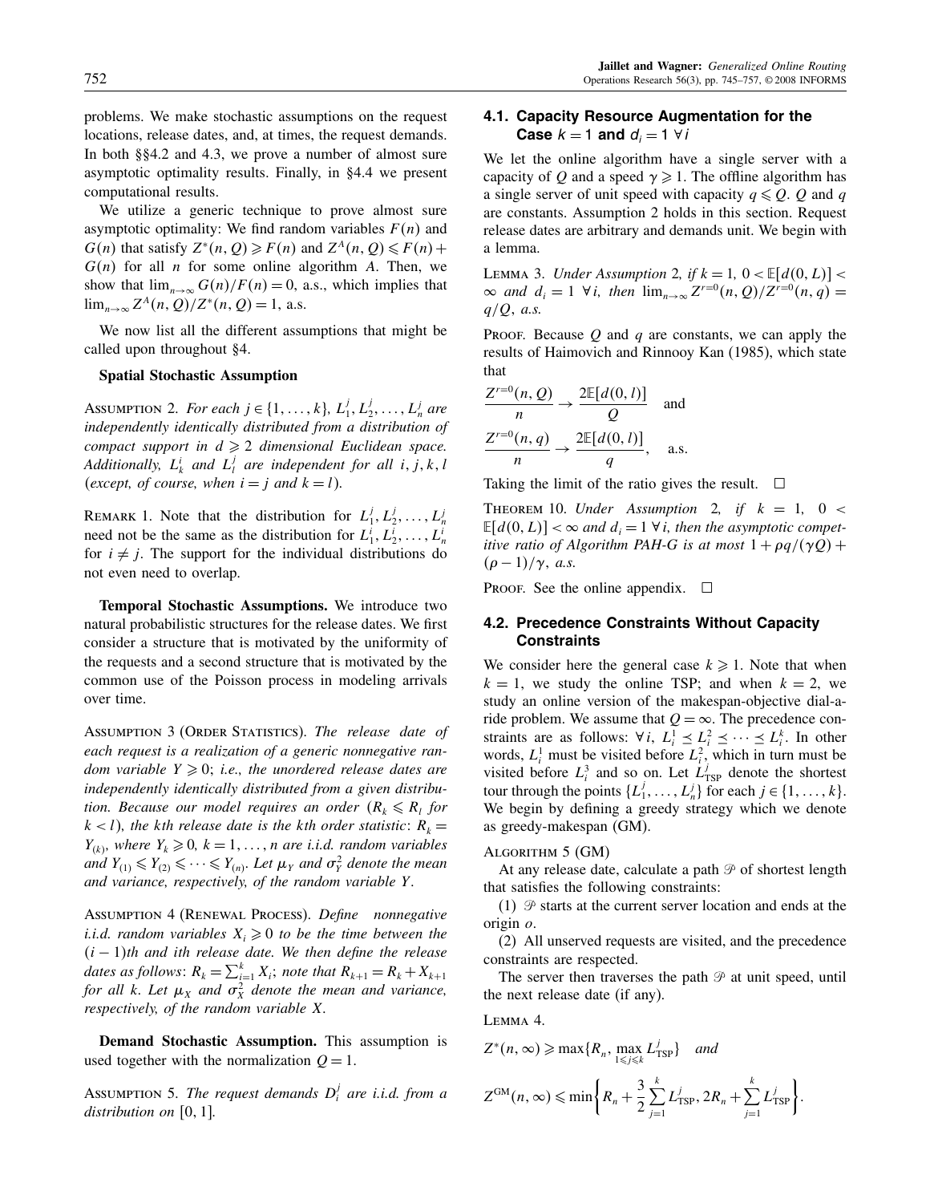problems. We make stochastic assumptions on the request locations, release dates, and, at times, the request demands. In both §§4.2 and 4.3, we prove a number of almost sure asymptotic optimality results. Finally, in §4.4 we present computational results.

We utilize a generic technique to prove almost sure asymptotic optimality: We find random variables $F(n)$ and $G(n)$ that satisfy $Z^*(n, Q) \geqslant F(n)$ and $Z^A(n, Q) \leqslant F(n) + G(n)$ for all $n$ for some online algorithm $A$. Then, we show that $\lim_{n\to\infty} G(n)/F(n) = 0$, a.s., which implies that $\lim_{n\to\infty} Z^A(n, Q)/Z^*(n, Q) = 1$, a.s.

We now list all the different assumptions that might be called upon throughout §4.

**Spatial Stochastic Assumption**

Assumption 2. *For each $j \in \{1, \ldots, k\}$, $L_1^j, L_2^j, \ldots, L_n^j$ are independently identically distributed from a distribution of compact support in $d \geqslant 2$ dimensional Euclidean space. Additionally, $L_k^i$ and $L_l^j$ are independent for all $i, j, k, l$ (except, of course, when $i = j$ and $k = l$).*

Remark 1. Note that the distribution for $L_1^j, L_2^j, \ldots, L_n^j$ need not be the same as the distribution for $L_1^i, L_2^i, \ldots, L_n^i$ for $i \neq j$. The support for the individual distributions do not even need to overlap.

**Temporal Stochastic Assumptions.** We introduce two natural probabilistic structures for the release dates. We first consider a structure that is motivated by the uniformity of the requests and a second structure that is motivated by the common use of the Poisson process in modeling arrivals over time.

Assumption 3 (Order Statistics). *The release date of each request is a realization of a generic nonnegative random variable $Y \geqslant 0$; i.e., the unordered release dates are independently identically distributed from a given distribution. Because our model requires an order ($R_k \leqslant R_l$ for $k < l$), the kth release date is the kth order statistic: $R_k = Y_{(k)}$, where $Y_k \geqslant 0$, $k = 1, \ldots, n$ are i.i.d. random variables and $Y_{(1)} \leqslant Y_{(2)} \leqslant \cdots \leqslant Y_{(n)}$. Let $\mu_Y$ and $\sigma_Y^2$ denote the mean and variance, respectively, of the random variable $Y$.*

Assumption 4 (Renewal Process). *Define nonnegative i.i.d. random variables $X_i \geqslant 0$ to be the time between the $(i-1)$th and ith release date. We then define the release dates as follows: $R_k = \sum_{i=1}^{k} X_i$; note that $R_{k+1} = R_k + X_{k+1}$ for all $k$. Let $\mu_X$ and $\sigma_X^2$ denote the mean and variance, respectively, of the random variable $X$.*

**Demand Stochastic Assumption.** This assumption is used together with the normalization $Q = 1$.

Assumption 5. *The request demands $D_i^j$ are i.i.d. from a distribution on $[0, 1]$.*

### 4.1. Capacity Resource Augmentation for the Case $k = 1$ and $d_i = 1 \ \forall i$

We let the online algorithm have a single server with a capacity of $Q$ and a speed $\gamma \geqslant 1$. The offline algorithm has a single server of unit speed with capacity $q \leqslant Q$. $Q$ and $q$ are constants. Assumption 2 holds in this section. Request release dates are arbitrary and demands unit. We begin with a lemma.

Lemma 3. *Under Assumption 2, if $k = 1$, $0 < \mathbb{E}[d(0, L)] < \infty$ and $d_i = 1 \ \forall i$, then $\lim_{n\to\infty} Z^{r=0}(n, Q)/Z^{r=0}(n, q) = q/Q$, a.s.*

Proof. Because $Q$ and $q$ are constants, we can apply the results of Haimovich and Rinnooy Kan (1985), which state that

$$\frac{Z^{r=0}(n, Q)}{n} \to \frac{2\mathbb{E}[d(0, l)]}{Q} \quad \text{and}$$

$$\frac{Z^{r=0}(n, q)}{n} \to \frac{2\mathbb{E}[d(0, l)]}{q}, \quad \text{a.s.}$$

Taking the limit of the ratio gives the result. □

Theorem 10. *Under Assumption 2, if $k = 1$, $0 < \mathbb{E}[d(0, L)] < \infty$ and $d_i = 1 \ \forall i$, then the asymptotic competitive ratio of Algorithm PAH-G is at most $1 + \rho q/(\gamma Q) + (\rho - 1)/\gamma$, a.s.*

Proof. See the online appendix. □

### 4.2. Precedence Constraints Without Capacity Constraints

We consider here the general case $k \geqslant 1$. Note that when $k = 1$, we study the online TSP; and when $k = 2$, we study an online version of the makespan-objective dial-a-ride problem. We assume that $Q = \infty$. The precedence constraints are as follows: $\forall i$, $L_i^1 \preceq L_i^2 \preceq \cdots \preceq L_i^k$. In other words, $L_i^1$ must be visited before $L_i^2$, which in turn must be visited before $L_i^3$ and so on. Let $L_{\text{TSP}}^j$ denote the shortest tour through the points $\{L_1^j, \ldots, L_n^j\}$ for each $j \in \{1, \ldots, k\}$. We begin by defining a greedy strategy which we denote as greedy-makespan (GM).

Algorithm 5 (GM)

At any release date, calculate a path $\mathcal{P}$ of shortest length that satisfies the following constraints:

(1) $\mathcal{P}$ starts at the current server location and ends at the origin $o$.

(2) All unserved requests are visited, and the precedence constraints are respected.

The server then traverses the path $\mathcal{P}$ at unit speed, until the next release date (if any).

Lemma 4.

$$Z^*(n, \infty) \geqslant \max\{R_n, \max_{1\leqslant j\leqslant k} L_{\text{TSP}}^j\} \quad \textit{and}$$

$$Z^{\text{GM}}(n, \infty) \leqslant \min\left\{R_n + \frac{3}{2}\sum_{j=1}^{k} L_{\text{TSP}}^j, 2R_n + \sum_{j=1}^{k} L_{\text{TSP}}^j\right\}.$$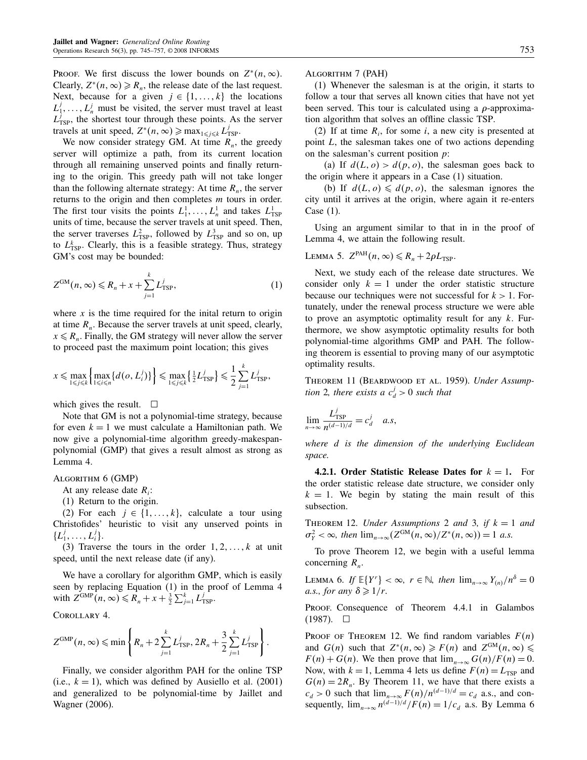PROOF. We first discuss the lower bounds on $Z^*(n, \infty)$. Clearly, $Z^*(n, \infty) \geqslant R_n$, the release date of the last request. Next, because for a given $j \in \{1, \ldots, k\}$ the locations $L_1^j, \ldots, L_n^j$ must be visited, the server must travel at least $L_{\text{TSP}}^j$, the shortest tour through these points. As the server travels at unit speed, $Z^*(n, \infty) \geqslant \max_{1 \leqslant j \leqslant k} L_{\text{TSP}}^j$.

We now consider strategy GM. At time $R_n$, the greedy server will optimize a path, from its current location through all remaining unserved points and finally returning to the origin. This greedy path will not take longer than the following alternate strategy: At time $R_n$, the server returns to the origin and then completes $m$ tours in order. The first tour visits the points $L_1^1, \ldots, L_n^1$ and takes $L_{\text{TSP}}^1$ units of time, because the server travels at unit speed. Then, the server traverses $L_{\text{TSP}}^2$, followed by $L_{\text{TSP}}^3$ and so on, up to $L_{\text{TSP}}^k$. Clearly, this is a feasible strategy. Thus, strategy GM's cost may be bounded:

$$Z^{\text{GM}}(n, \infty) \leqslant R_n + x + \sum_{j=1}^{k} L_{\text{TSP}}^j, \tag{1}$$

where $x$ is the time required for the inital return to origin at time $R_n$. Because the server travels at unit speed, clearly, $x \leqslant R_n$. Finally, the GM strategy will never allow the server to proceed past the maximum point location; this gives

$$x \leqslant \max_{1 \leqslant j \leqslant k} \left\{ \max_{1 \leqslant i \leqslant n} \{d(o, L_i^j)\} \right\} \leqslant \max_{1 \leqslant j \leqslant k} \left\{ \tfrac{1}{2} L_{\text{TSP}}^j \right\} \leqslant \frac{1}{2} \sum_{j=1}^{k} L_{\text{TSP}}^j,$$

which gives the result. □

Note that GM is not a polynomial-time strategy, because for even $k = 1$ we must calculate a Hamiltonian path. We now give a polynomial-time algorithm greedy-makespan-polynomial (GMP) that gives a result almost as strong as Lemma 4.

ALGORITHM 6 (GMP)

At any release date $R_i$:

(1) Return to the origin.

(2) For each $j \in \{1, \ldots, k\}$, calculate a tour using Christofides' heuristic to visit any unserved points in $\{L_1^j, \ldots, L_i^j\}$.

(3) Traverse the tours in the order $1, 2, \ldots, k$ at unit speed, until the next release date (if any).

We have a corollary for algorithm GMP, which is easily seen by replacing Equation (1) in the proof of Lemma 4 with $Z^{\text{GMP}}(n, \infty) \leqslant R_n + x + \frac{3}{2} \sum_{j=1}^{k} L_{\text{TSP}}^j$.

COROLLARY 4.

$$Z^{\text{GMP}}(n, \infty) \leqslant \min \left\{ R_n + 2 \sum_{j=1}^{k} L_{\text{TSP}}^j,\, 2R_n + \frac{3}{2} \sum_{j=1}^{k} L_{\text{TSP}}^j \right\}.$$

Finally, we consider algorithm PAH for the online TSP (i.e., $k = 1$), which was defined by Ausiello et al. (2001) and generalized to be polynomial-time by Jaillet and Wagner (2006).

ALGORITHM 7 (PAH)

(1) Whenever the salesman is at the origin, it starts to follow a tour that serves all known cities that have not yet been served. This tour is calculated using a $\rho$-approximation algorithm that solves an offline classic TSP.

(2) If at time $R_i$, for some $i$, a new city is presented at point $L$, the salesman takes one of two actions depending on the salesman's current position $p$:

(a) If $d(L, o) > d(p, o)$, the salesman goes back to the origin where it appears in a Case (1) situation.

(b) If $d(L, o) \leqslant d(p, o)$, the salesman ignores the city until it arrives at the origin, where again it re-enters Case (1).

Using an argument similar to that in in the proof of Lemma 4, we attain the following result.

LEMMA 5. $Z^{\text{PAH}}(n, \infty) \leqslant R_n + 2\rho L_{\text{TSP}}$.

Next, we study each of the release date structures. We consider only $k = 1$ under the order statistic structure because our techniques were not successful for $k > 1$. Fortunately, under the renewal process structure we were able to prove an asymptotic optimality result for any $k$. Furthermore, we show asymptotic optimality results for both polynomial-time algorithms GMP and PAH. The following theorem is essential to proving many of our asymptotic optimality results.

THEOREM 11 (BEARDWOOD ET AL. 1959). *Under Assumption 2, there exists a $c_d^j > 0$ such that*

$$\lim_{n \to \infty} \frac{L_{\text{TSP}}^j}{n^{(d-1)/d}} = c_d^j \quad a.s,$$

*where $d$ is the dimension of the underlying Euclidean space.*

#### 4.2.1. Order Statistic Release Dates for $k = 1$.

For the order statistic release date structure, we consider only $k = 1$. We begin by stating the main result of this subsection.

THEOREM 12. *Under Assumptions 2 and 3, if $k = 1$ and $\sigma_Y^2 < \infty$, then $\lim_{n \to \infty} (Z^{\text{GM}}(n, \infty)/Z^*(n, \infty)) = 1$ a.s.*

To prove Theorem 12, we begin with a useful lemma concerning $R_n$.

LEMMA 6. *If $\mathbb{E}\{Y^r\} < \infty$, $r \in \mathbb{N}$, then $\lim_{n \to \infty} Y_{(n)}/n^{\delta} = 0$ a.s., for any $\delta \geqslant 1/r$.*

PROOF. Consequence of Theorem 4.4.1 in Galambos (1987). □

PROOF OF THEOREM 12. We find random variables $F(n)$ and $G(n)$ such that $Z^*(n, \infty) \geqslant F(n)$ and $Z^{\text{GM}}(n, \infty) \leqslant F(n) + G(n)$. We then prove that $\lim_{n \to \infty} G(n)/F(n) = 0$. Now, with $k = 1$, Lemma 4 lets us define $F(n) = L_{\text{TSP}}$ and $G(n) = 2R_n$. By Theorem 11, we have that there exists a $c_d > 0$ such that $\lim_{n \to \infty} F(n)/n^{(d-1)/d} = c_d$ a.s., and consequently, $\lim_{n \to \infty} n^{(d-1)/d}/F(n) = 1/c_d$ a.s. By Lemma 6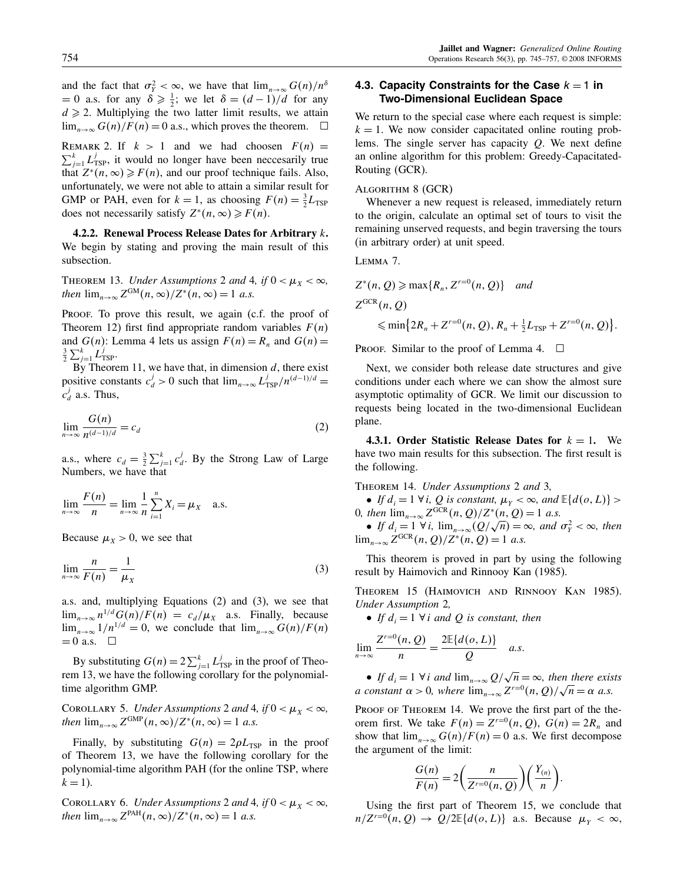and the fact that $\sigma_Y^2 < \infty$, we have that $\lim_{n\to\infty} G(n)/n^{\delta} = 0$ a.s. for any $\delta \geqslant \frac{1}{2}$; we let $\delta = (d-1)/d$ for any $d \geqslant 2$. Multiplying the two latter limit results, we attain $\lim_{n\to\infty} G(n)/F(n) = 0$ a.s., which proves the theorem. $\square$

REMARK 2. If $k > 1$ and we had choosen $F(n) = \sum_{j=1}^{k} L_{\text{TSP}}^{j}$, it would no longer have been neccesarily true that $Z^*(n,\infty) \geqslant F(n)$, and our proof technique fails. Also, unfortunately, we were not able to attain a similar result for GMP or PAH, even for $k=1$, as choosing $F(n) = \frac{3}{2}L_{\text{TSP}}$ does not necessarily satisfy $Z^*(n,\infty) \geqslant F(n)$.

**4.2.2. Renewal Process Release Dates for Arbitrary $k$.** We begin by stating and proving the main result of this subsection.

THEOREM 13. *Under Assumptions* 2 *and* 4, *if* $0 < \mu_X < \infty$, *then* $\lim_{n\to\infty} Z^{\text{GM}}(n,\infty)/Z^*(n,\infty) = 1$ *a.s.*

PROOF. To prove this result, we again (c.f. the proof of Theorem 12) first find appropriate random variables $F(n)$ and $G(n)$: Lemma 4 lets us assign $F(n) = R_n$ and $G(n) = \frac{3}{2}\sum_{j=1}^{k} L_{\text{TSP}}^{j}$.

By Theorem 11, we have that, in dimension $d$, there exist positive constants $c_d^j > 0$ such that $\lim_{n\to\infty} L_{\text{TSP}}^{j}/n^{(d-1)/d} = c_d^j$ a.s. Thus,

$$\lim_{n\to\infty} \frac{G(n)}{n^{(d-1)/d}} = c_d \tag{2}$$

a.s., where $c_d = \frac{3}{2}\sum_{j=1}^{k} c_d^j$. By the Strong Law of Large Numbers, we have that

$$\lim_{n\to\infty} \frac{F(n)}{n} = \lim_{n\to\infty} \frac{1}{n}\sum_{i=1}^{n} X_i = \mu_X \quad \text{a.s.}$$

Because $\mu_X > 0$, we see that

$$\lim_{n\to\infty} \frac{n}{F(n)} = \frac{1}{\mu_X} \tag{3}$$

a.s. and, multiplying Equations (2) and (3), we see that $\lim_{n\to\infty} n^{1/d} G(n)/F(n) = c_d/\mu_X$ a.s. Finally, because $\lim_{n\to\infty} 1/n^{1/d} = 0$, we conclude that $\lim_{n\to\infty} G(n)/F(n) = 0$ a.s. $\square$

By substituting $G(n) = 2\sum_{j=1}^{k} L_{\text{TSP}}^{j}$ in the proof of Theorem 13, we have the following corollary for the polynomial-time algorithm GMP.

COROLLARY 5. *Under Assumptions* 2 *and* 4, *if* $0 < \mu_X < \infty$, *then* $\lim_{n\to\infty} Z^{\text{GMP}}(n,\infty)/Z^*(n,\infty) = 1$ *a.s.*

Finally, by substituting $G(n) = 2\rho L_{\text{TSP}}$ in the proof of Theorem 13, we have the following corollary for the polynomial-time algorithm PAH (for the online TSP, where $k=1$).

COROLLARY 6. *Under Assumptions* 2 *and* 4, *if* $0 < \mu_X < \infty$, *then* $\lim_{n\to\infty} Z^{\text{PAH}}(n,\infty)/Z^*(n,\infty) = 1$ *a.s.*

### 4.3. Capacity Constraints for the Case $k = 1$ in Two-Dimensional Euclidean Space

We return to the special case where each request is simple: $k=1$. We now consider capacitated online routing problems. The single server has capacity $Q$. We next define an online algorithm for this problem: Greedy-Capacitated-Routing (GCR).

ALGORITHM 8 (GCR)

Whenever a new request is released, immediately return to the origin, calculate an optimal set of tours to visit the remaining unserved requests, and begin traversing the tours (in arbitrary order) at unit speed.

LEMMA 7.

$$Z^*(n,Q) \geqslant \max\{R_n, Z^{r=0}(n,Q)\} \quad \textit{and}$$

$$Z^{\text{GCR}}(n,Q) \leqslant \min\big\{2R_n + Z^{r=0}(n,Q),\, R_n + \tfrac{1}{2}L_{\text{TSP}} + Z^{r=0}(n,Q)\big\}.$$

PROOF. Similar to the proof of Lemma 4. $\square$

Next, we consider both release date structures and give conditions under each where we can show the almost sure asymptotic optimality of GCR. We limit our discussion to requests being located in the two-dimensional Euclidean plane.

**4.3.1. Order Statistic Release Dates for $k = 1$.** We have two main results for this subsection. The first result is the following.

THEOREM 14. *Under Assumptions* 2 *and* 3,

- *If* $d_i = 1\ \forall i$, $Q$ *is constant*, $\mu_Y < \infty$, *and* $\mathbb{E}\{d(o,L)\} > 0$, *then* $\lim_{n\to\infty} Z^{\text{GCR}}(n,Q)/Z^*(n,Q) = 1$ *a.s.*
- *If* $d_i = 1\ \forall i$, $\lim_{n\to\infty}(Q/\sqrt{n}) = \infty$, *and* $\sigma_Y^2 < \infty$, *then* $\lim_{n\to\infty} Z^{\text{GCR}}(n,Q)/Z^*(n,Q) = 1$ *a.s.*

This theorem is proved in part by using the following result by Haimovich and Rinnooy Kan (1985).

THEOREM 15 (HAIMOVICH AND RINNOOY KAN 1985). *Under Assumption* 2,

- *If* $d_i = 1\ \forall i$ *and* $Q$ *is constant, then*

$$\lim_{n\to\infty} \frac{Z^{r=0}(n,Q)}{n} = \frac{2\mathbb{E}\{d(o,L)\}}{Q} \quad \textit{a.s.}$$

- *If* $d_i = 1\ \forall i$ *and* $\lim_{n\to\infty} Q/\sqrt{n} = \infty$, *then there exists a constant* $\alpha > 0$, *where* $\lim_{n\to\infty} Z^{r=0}(n,Q)/\sqrt{n} = \alpha$ *a.s.*

PROOF OF THEOREM 14. We prove the first part of the theorem first. We take $F(n) = Z^{r=0}(n,Q)$, $G(n) = 2R_n$ and show that $\lim_{n\to\infty} G(n)/F(n) = 0$ a.s. We first decompose the argument of the limit:

$$\frac{G(n)}{F(n)} = 2\left(\frac{n}{Z^{r=0}(n,Q)}\right)\left(\frac{Y_{(n)}}{n}\right).$$

Using the first part of Theorem 15, we conclude that $n/Z^{r=0}(n,Q) \to Q/2\mathbb{E}\{d(o,L)\}$ a.s. Because $\mu_Y < \infty$,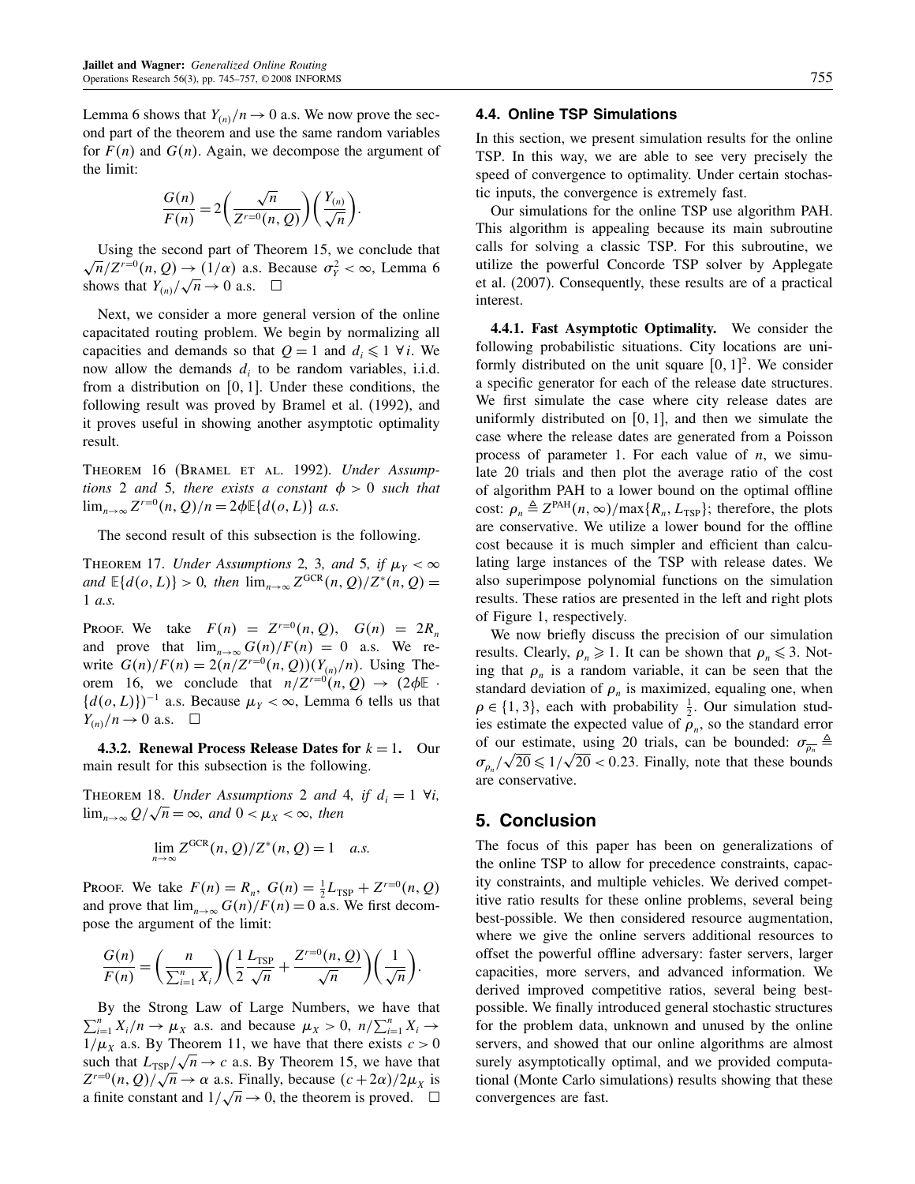Lemma 6 shows that $Y_{(n)}/n \to 0$ a.s. We now prove the second part of the theorem and use the same random variables for $F(n)$ and $G(n)$. Again, we decompose the argument of the limit:

$$\frac{G(n)}{F(n)} = 2\left(\frac{\sqrt{n}}{Z^{r=0}(n,Q)}\right)\left(\frac{Y_{(n)}}{\sqrt{n}}\right).$$

Using the second part of Theorem 15, we conclude that $\sqrt{n}/Z^{r=0}(n,Q) \to (1/\alpha)$ a.s. Because $\sigma_Y^2 < \infty$, Lemma 6 shows that $Y_{(n)}/\sqrt{n} \to 0$ a.s. $\square$

Next, we consider a more general version of the online capacitated routing problem. We begin by normalizing all capacities and demands so that $Q = 1$ and $d_i \leqslant 1\ \forall\, i$. We now allow the demands $d_i$ to be random variables, i.i.d. from a distribution on $[0,1]$. Under these conditions, the following result was proved by Bramel et al. (1992), and it proves useful in showing another asymptotic optimality result.

Theorem 16 (Bramel et al. 1992). *Under Assumptions* 2 *and* 5, *there exists a constant* $\phi > 0$ *such that* $\lim_{n\to\infty} Z^{r=0}(n,Q)/n = 2\phi\mathbb{E}\{d(o,L)\}$ *a.s.*

The second result of this subsection is the following.

Theorem 17. *Under Assumptions* 2, 3, *and* 5, *if* $\mu_Y < \infty$ *and* $\mathbb{E}\{d(o,L)\} > 0$, *then* $\lim_{n\to\infty} Z^{\text{GCR}}(n,Q)/Z^*(n,Q) = 1$ *a.s.*

Proof. We take $F(n) = Z^{r=0}(n,Q)$, $G(n) = 2R_n$ and prove that $\lim_{n\to\infty} G(n)/F(n) = 0$ a.s. We rewrite $G(n)/F(n) = 2(n/Z^{r=0}(n,Q))(Y_{(n)}/n)$. Using Theorem 16, we conclude that $n/Z^{r=0}(n,Q) \to (2\phi\mathbb{E}\cdot\{d(o,L)\})^{-1}$ a.s. Because $\mu_Y < \infty$, Lemma 6 tells us that $Y_{(n)}/n \to 0$ a.s. $\square$

**4.3.2. Renewal Process Release Dates for $k = 1$.** Our main result for this subsection is the following.

Theorem 18. *Under Assumptions* 2 *and* 4, *if* $d_i = 1\ \forall i$, $\lim_{n\to\infty} Q/\sqrt{n} = \infty$, *and* $0 < \mu_X < \infty$, *then*

$$\lim_{n\to\infty} Z^{\text{GCR}}(n,Q)/Z^*(n,Q) = 1 \quad a.s.$$

Proof. We take $F(n) = R_n$, $G(n) = \frac{1}{2}L_{\text{TSP}} + Z^{r=0}(n,Q)$ and prove that $\lim_{n\to\infty} G(n)/F(n) = 0$ a.s. We first decompose the argument of the limit:

$$\frac{G(n)}{F(n)} = \left(\frac{n}{\sum_{i=1}^n X_i}\right)\left(\frac{1}{2}\frac{L_{\text{TSP}}}{\sqrt{n}} + \frac{Z^{r=0}(n,Q)}{\sqrt{n}}\right)\left(\frac{1}{\sqrt{n}}\right).$$

By the Strong Law of Large Numbers, we have that $\sum_{i=1}^n X_i/n \to \mu_X$ a.s. and because $\mu_X > 0$, $n/\sum_{i=1}^n X_i \to 1/\mu_X$ a.s. By Theorem 11, we have that there exists $c > 0$ such that $L_{\text{TSP}}/\sqrt{n} \to c$ a.s. By Theorem 15, we have that $Z^{r=0}(n,Q)/\sqrt{n} \to \alpha$ a.s. Finally, because $(c+2\alpha)/2\mu_X$ is a finite constant and $1/\sqrt{n} \to 0$, the theorem is proved. $\square$

### 4.4. Online TSP Simulations

In this section, we present simulation results for the online TSP. In this way, we are able to see very precisely the speed of convergence to optimality. Under certain stochastic inputs, the convergence is extremely fast.

Our simulations for the online TSP use algorithm PAH. This algorithm is appealing because its main subroutine calls for solving a classic TSP. For this subroutine, we utilize the powerful Concorde TSP solver by Applegate et al. (2007). Consequently, these results are of a practical interest.

**4.4.1. Fast Asymptotic Optimality.** We consider the following probabilistic situations. City locations are uniformly distributed on the unit square $[0,1]^2$. We consider a specific generator for each of the release date structures. We first simulate the case where city release dates are uniformly distributed on $[0,1]$, and then we simulate the case where the release dates are generated from a Poisson process of parameter 1. For each value of $n$, we simulate 20 trials and then plot the average ratio of the cost of algorithm PAH to a lower bound on the optimal offline cost: $\rho_n \triangleq Z^{\text{PAH}}(n,\infty)/\max\{R_n, L_{\text{TSP}}\}$; therefore, the plots are conservative. We utilize a lower bound for the offline cost because it is much simpler and efficient than calculating large instances of the TSP with release dates. We also superimpose polynomial functions on the simulation results. These ratios are presented in the left and right plots of Figure 1, respectively.

We now briefly discuss the precision of our simulation results. Clearly, $\rho_n \geqslant 1$. It can be shown that $\rho_n \leqslant 3$. Noting that $\rho_n$ is a random variable, it can be seen that the standard deviation of $\rho_n$ is maximized, equaling one, when $\rho \in \{1,3\}$, each with probability $\frac{1}{2}$. Our simulation studies estimate the expected value of $\rho_n$, so the standard error of our estimate, using 20 trials, can be bounded: $\sigma_{\overline{\rho_n}} \triangleq \sigma_{\rho_n}/\sqrt{20} \leqslant 1/\sqrt{20} < 0.23$. Finally, note that these bounds are conservative.

## 5. Conclusion

The focus of this paper has been on generalizations of the online TSP to allow for precedence constraints, capacity constraints, and multiple vehicles. We derived competitive ratio results for these online problems, several being best-possible. We then considered resource augmentation, where we give the online servers additional resources to offset the powerful offline adversary: faster servers, larger capacities, more servers, and advanced information. We derived improved competitive ratios, several being best-possible. We finally introduced general stochastic structures for the problem data, unknown and unused by the online servers, and showed that our online algorithms are almost surely asymptotically optimal, and we provided computational (Monte Carlo simulations) results showing that these convergences are fast.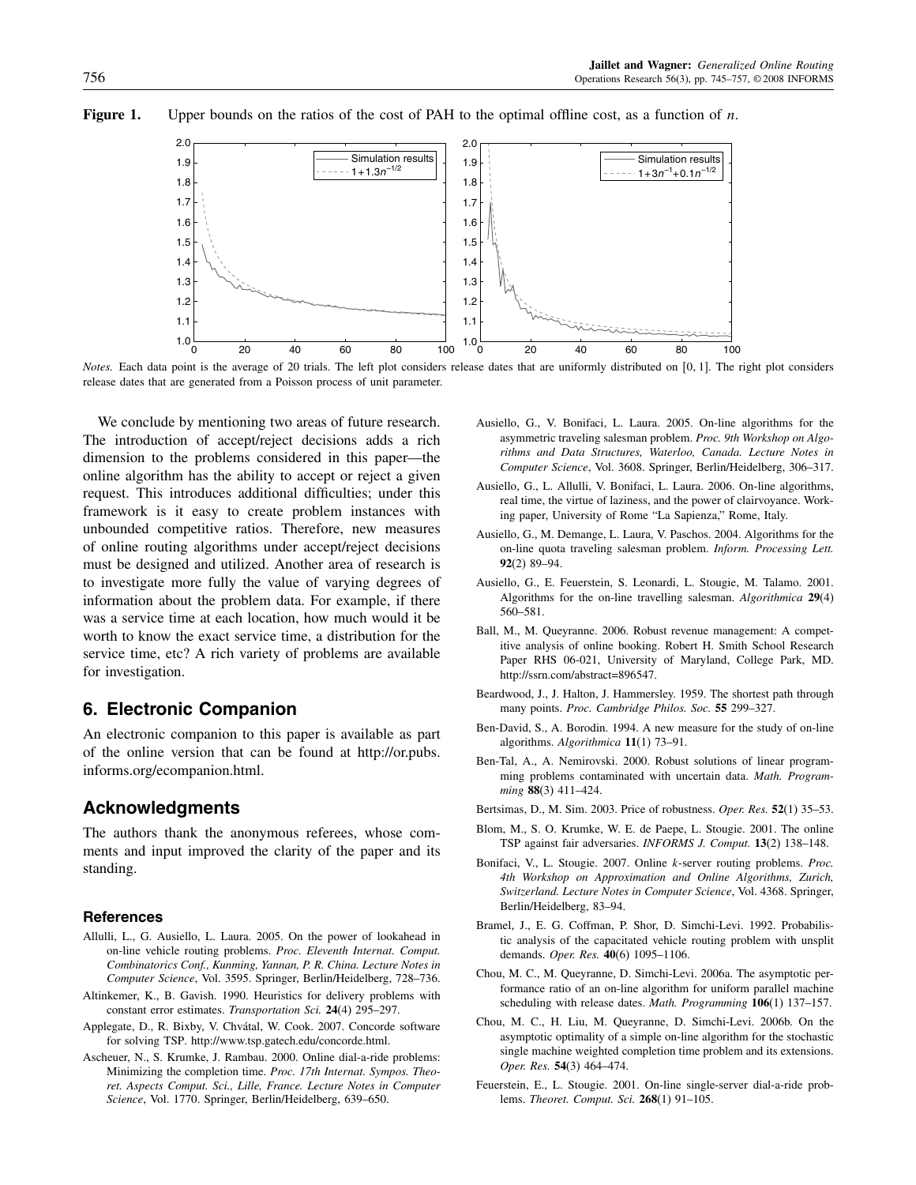**Figure 1.** Upper bounds on the ratios of the cost of PAH to the optimal offline cost, as a function of $n$.

*Notes.* Each data point is the average of 20 trials. The left plot considers release dates that are uniformly distributed on $[0, 1]$. The right plot considers release dates that are generated from a Poisson process of unit parameter.

We conclude by mentioning two areas of future research. The introduction of accept/reject decisions adds a rich dimension to the problems considered in this paper—the online algorithm has the ability to accept or reject a given request. This introduces additional difficulties; under this framework is it easy to create problem instances with unbounded competitive ratios. Therefore, new measures of online routing algorithms under accept/reject decisions must be designed and utilized. Another area of research is to investigate more fully the value of varying degrees of information about the problem data. For example, if there was a service time at each location, how much would it be worth to know the exact service time, a distribution for the service time, etc? A rich variety of problems are available for investigation.

## 6. Electronic Companion

An electronic companion to this paper is available as part of the online version that can be found at http://or.pubs.informs.org/ecompanion.html.

## Acknowledgments

The authors thank the anonymous referees, whose comments and input improved the clarity of the paper and its standing.

### References

Allulli, L., G. Ausiello, L. Laura. 2005. On the power of lookahead in on-line vehicle routing problems. *Proc. Eleventh Internat. Comput. Combinatorics Conf., Kunming, Yannan, P. R. China. Lecture Notes in Computer Science*, Vol. 3595. Springer, Berlin/Heidelberg, 728–736.

Altinkemer, K., B. Gavish. 1990. Heuristics for delivery problems with constant error estimates. *Transportation Sci.* **24**(4) 295–297.

Applegate, D., R. Bixby, V. Chvátal, W. Cook. 2007. Concorde software for solving TSP. http://www.tsp.gatech.edu/concorde.html.

Ascheuer, N., S. Krumke, J. Rambau. 2000. Online dial-a-ride problems: Minimizing the completion time. *Proc. 17th Internat. Sympos. Theoret. Aspects Comput. Sci., Lille, France. Lecture Notes in Computer Science*, Vol. 1770. Springer, Berlin/Heidelberg, 639–650.

Ausiello, G., V. Bonifaci, L. Laura. 2005. On-line algorithms for the asymmetric traveling salesman problem. *Proc. 9th Workshop on Algorithms and Data Structures, Waterloo, Canada. Lecture Notes in Computer Science*, Vol. 3608. Springer, Berlin/Heidelberg, 306–317.

Ausiello, G., L. Allulli, V. Bonifaci, L. Laura. 2006. On-line algorithms, real time, the virtue of laziness, and the power of clairvoyance. Working paper, University of Rome "La Sapienza," Rome, Italy.

Ausiello, G., M. Demange, L. Laura, V. Paschos. 2004. Algorithms for the on-line quota traveling salesman problem. *Inform. Processing Lett.* **92**(2) 89–94.

Ausiello, G., E. Feuerstein, S. Leonardi, L. Stougie, M. Talamo. 2001. Algorithms for the on-line travelling salesman. *Algorithmica* **29**(4) 560–581.

Ball, M., M. Queyranne. 2006. Robust revenue management: A competitive analysis of online booking. Robert H. Smith School Research Paper RHS 06-021, University of Maryland, College Park, MD. http://ssrn.com/abstract=896547.

Beardwood, J., J. Halton, J. Hammersley. 1959. The shortest path through many points. *Proc. Cambridge Philos. Soc.* **55** 299–327.

Ben-David, S., A. Borodin. 1994. A new measure for the study of on-line algorithms. *Algorithmica* **11**(1) 73–91.

Ben-Tal, A., A. Nemirovski. 2000. Robust solutions of linear programming problems contaminated with uncertain data. *Math. Programming* **88**(3) 411–424.

Bertsimas, D., M. Sim. 2003. Price of robustness. *Oper. Res.* **52**(1) 35–53.

Blom, M., S. O. Krumke, W. E. de Paepe, L. Stougie. 2001. The online TSP against fair adversaries. *INFORMS J. Comput.* **13**(2) 138–148.

Bonifaci, V., L. Stougie. 2007. Online $k$-server routing problems. *Proc. 4th Workshop on Approximation and Online Algorithms, Zurich, Switzerland. Lecture Notes in Computer Science*, Vol. 4368. Springer, Berlin/Heidelberg, 83–94.

Bramel, J., E. G. Coffman, P. Shor, D. Simchi-Levi. 1992. Probabilistic analysis of the capacitated vehicle routing problem with unsplit demands. *Oper. Res.* **40**(6) 1095–1106.

Chou, M. C., M. Queyranne, D. Simchi-Levi. 2006a. The asymptotic performance ratio of an on-line algorithm for uniform parallel machine scheduling with release dates. *Math. Programming* **106**(1) 137–157.

Chou, M. C., H. Liu, M. Queyranne, D. Simchi-Levi. 2006b. On the asymptotic optimality of a simple on-line algorithm for the stochastic single machine weighted completion time problem and its extensions. *Oper. Res.* **54**(3) 464–474.

Feuerstein, E., L. Stougie. 2001. On-line single-server dial-a-ride problems. *Theoret. Comput. Sci.* **268**(1) 91–105.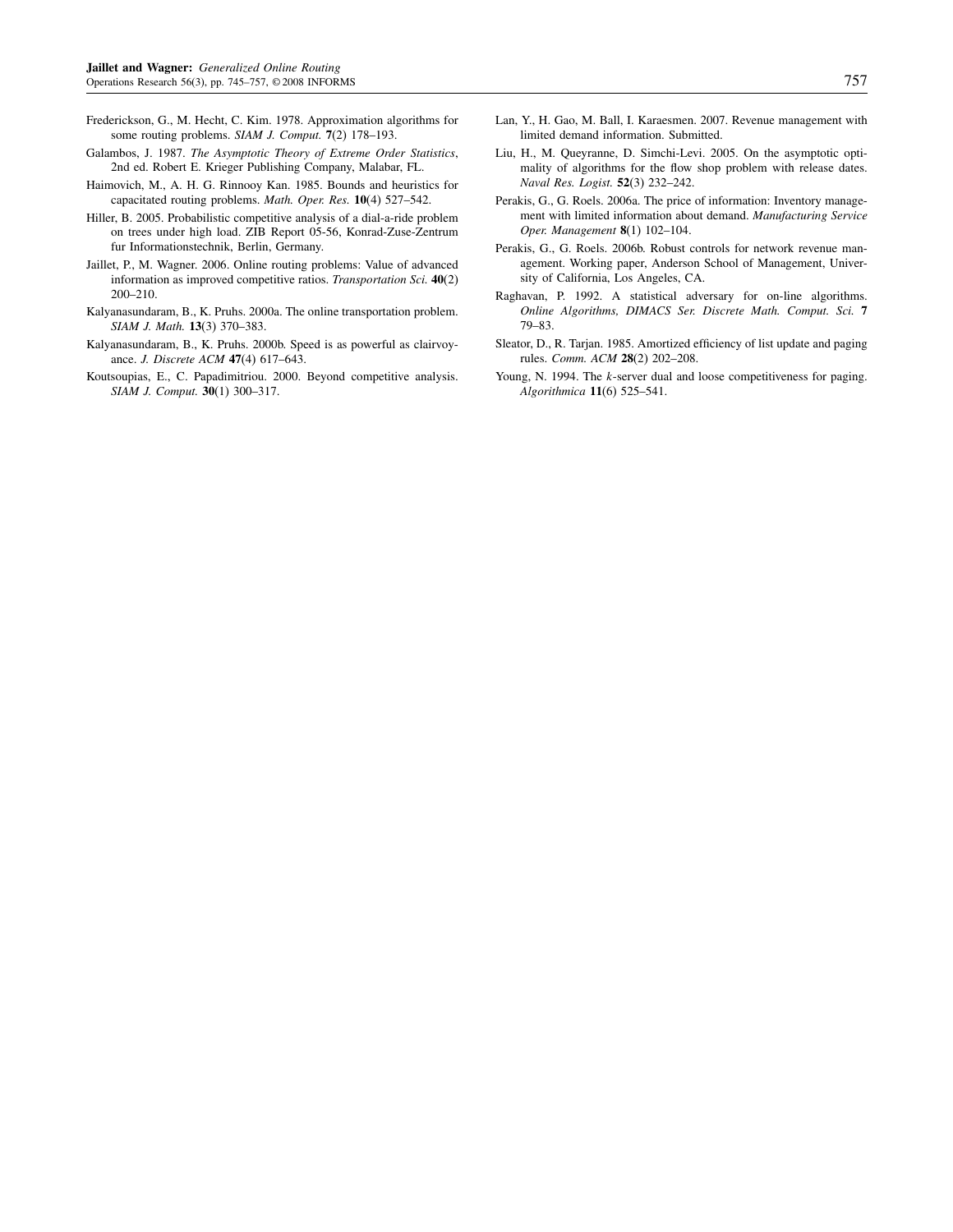Frederickson, G., M. Hecht, C. Kim. 1978. Approximation algorithms for some routing problems. *SIAM J. Comput.* **7**(2) 178–193.

Galambos, J. 1987. *The Asymptotic Theory of Extreme Order Statistics*, 2nd ed. Robert E. Krieger Publishing Company, Malabar, FL.

Haimovich, M., A. H. G. Rinnooy Kan. 1985. Bounds and heuristics for capacitated routing problems. *Math. Oper. Res.* **10**(4) 527–542.

Hiller, B. 2005. Probabilistic competitive analysis of a dial-a-ride problem on trees under high load. ZIB Report 05-56, Konrad-Zuse-Zentrum fur Informationstechnik, Berlin, Germany.

Jaillet, P., M. Wagner. 2006. Online routing problems: Value of advanced information as improved competitive ratios. *Transportation Sci.* **40**(2) 200–210.

Kalyanasundaram, B., K. Pruhs. 2000a. The online transportation problem. *SIAM J. Math.* **13**(3) 370–383.

Kalyanasundaram, B., K. Pruhs. 2000b. Speed is as powerful as clairvoyance. *J. Discrete ACM* **47**(4) 617–643.

Koutsoupias, E., C. Papadimitriou. 2000. Beyond competitive analysis. *SIAM J. Comput.* **30**(1) 300–317.

Lan, Y., H. Gao, M. Ball, I. Karaesmen. 2007. Revenue management with limited demand information. Submitted.

Liu, H., M. Queyranne, D. Simchi-Levi. 2005. On the asymptotic optimality of algorithms for the flow shop problem with release dates. *Naval Res. Logist.* **52**(3) 232–242.

Perakis, G., G. Roels. 2006a. The price of information: Inventory management with limited information about demand. *Manufacturing Service Oper. Management* **8**(1) 102–104.

Perakis, G., G. Roels. 2006b. Robust controls for network revenue management. Working paper, Anderson School of Management, University of California, Los Angeles, CA.

Raghavan, P. 1992. A statistical adversary for on-line algorithms. *Online Algorithms, DIMACS Ser. Discrete Math. Comput. Sci.* **7** 79–83.

Sleator, D., R. Tarjan. 1985. Amortized efficiency of list update and paging rules. *Comm. ACM* **28**(2) 202–208.

Young, N. 1994. The $k$-server dual and loose competitiveness for paging. *Algorithmica* **11**(6) 525–541.